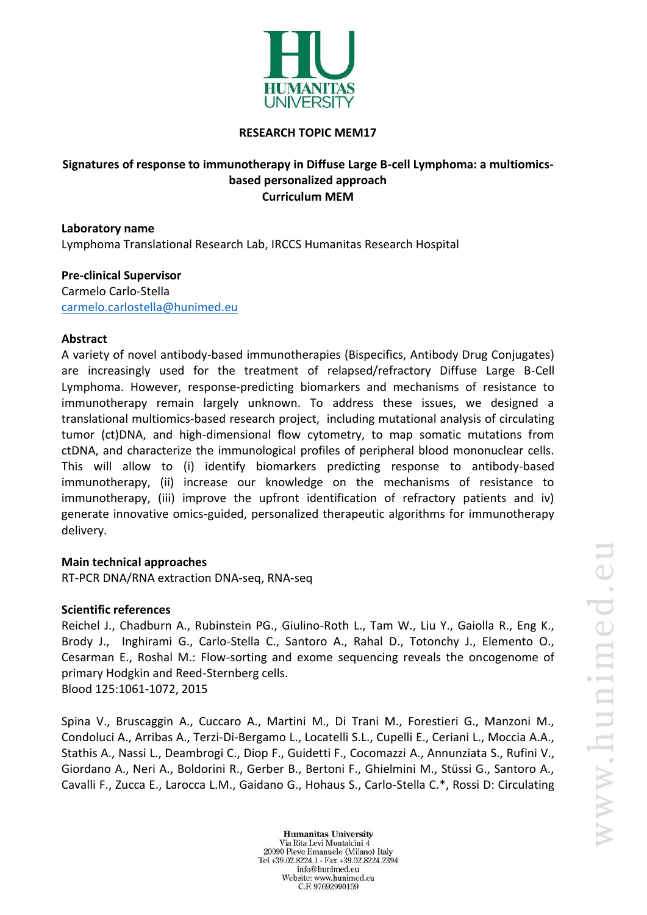**RESEARCH TOPIC MEM17**

**Signatures of response to immunotherapy in Diffuse Large B-cell Lymphoma: a multiomics-based personalized approach**
**Curriculum MEM**

**Laboratory name**
Lymphoma Translational Research Lab, IRCCS Humanitas Research Hospital

**Pre-clinical Supervisor**
Carmelo Carlo-Stella
carmelo.carlostella@hunimed.eu

**Abstract**
A variety of novel antibody-based immunotherapies (Bispecifics, Antibody Drug Conjugates) are increasingly used for the treatment of relapsed/refractory Diffuse Large B-Cell Lymphoma. However, response-predicting biomarkers and mechanisms of resistance to immunotherapy remain largely unknown. To address these issues, we designed a translational multiomics-based research project, including mutational analysis of circulating tumor (ct)DNA, and high-dimensional flow cytometry, to map somatic mutations from ctDNA, and characterize the immunological profiles of peripheral blood mononuclear cells. This will allow to (i) identify biomarkers predicting response to antibody-based immunotherapy, (ii) increase our knowledge on the mechanisms of resistance to immunotherapy, (iii) improve the upfront identification of refractory patients and iv) generate innovative omics-guided, personalized therapeutic algorithms for immunotherapy delivery.

**Main technical approaches**
RT-PCR DNA/RNA extraction DNA-seq, RNA-seq

**Scientific references**
Reichel J., Chadburn A., Rubinstein PG., Giulino-Roth L., Tam W., Liu Y., Gaiolla R., Eng K., Brody J., Inghirami G., Carlo-Stella C., Santoro A., Rahal D., Totonchy J., Elemento O., Cesarman E., Roshal M.: Flow-sorting and exome sequencing reveals the oncogenome of primary Hodgkin and Reed-Sternberg cells.
Blood 125:1061-1072, 2015

Spina V., Bruscaggin A., Cuccaro A., Martini M., Di Trani M., Forestieri G., Manzoni M., Condoluci A., Arribas A., Terzi-Di-Bergamo L., Locatelli S.L., Cupelli E., Ceriani L., Moccia A.A., Stathis A., Nassi L., Deambrogi C., Diop F., Guidetti F., Cocomazzi A., Annunziata S., Rufini V., Giordano A., Neri A., Boldorini R., Gerber B., Bertoni F., Ghielmini M., Stüssi G., Santoro A., Cavalli F., Zucca E., Larocca L.M., Gaidano G., Hohaus S., Carlo-Stella C.*, Rossi D: Circulating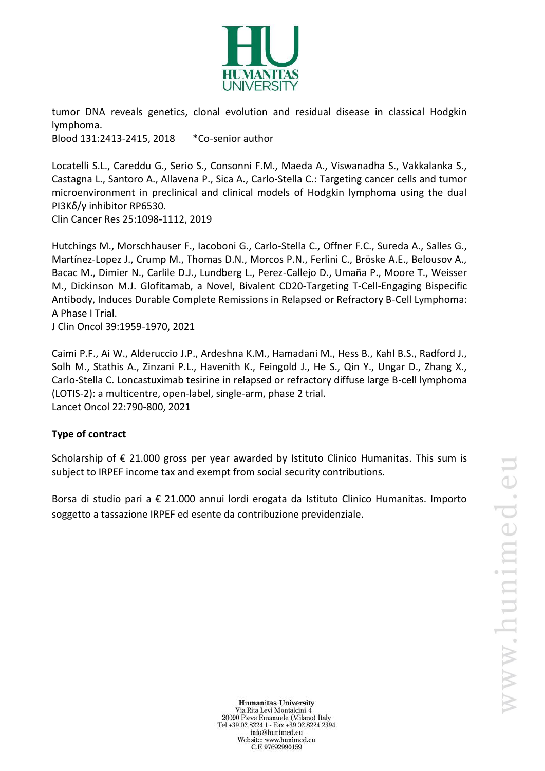tumor DNA reveals genetics, clonal evolution and residual disease in classical Hodgkin lymphoma.
Blood 131:2413-2415, 2018 *Co-senior author

Locatelli S.L., Careddu G., Serio S., Consonni F.M., Maeda A., Viswanadha S., Vakkalanka S., Castagna L., Santoro A., Allavena P., Sica A., Carlo-Stella C.: Targeting cancer cells and tumor microenvironment in preclinical and clinical models of Hodgkin lymphoma using the dual PI3Kδ/γ inhibitor RP6530.
Clin Cancer Res 25:1098-1112, 2019

Hutchings M., Morschhauser F., Iacoboni G., Carlo-Stella C., Offner F.C., Sureda A., Salles G., Martínez-Lopez J., Crump M., Thomas D.N., Morcos P.N., Ferlini C., Bröske A.E., Belousov A., Bacac M., Dimier N., Carlile D.J., Lundberg L., Perez-Callejo D., Umaña P., Moore T., Weisser M., Dickinson M.J. Glofitamab, a Novel, Bivalent CD20-Targeting T-Cell-Engaging Bispecific Antibody, Induces Durable Complete Remissions in Relapsed or Refractory B-Cell Lymphoma: A Phase I Trial.
J Clin Oncol 39:1959-1970, 2021

Caimi P.F., Ai W., Alderuccio J.P., Ardeshna K.M., Hamadani M., Hess B., Kahl B.S., Radford J., Solh M., Stathis A., Zinzani P.L., Havenith K., Feingold J., He S., Qin Y., Ungar D., Zhang X., Carlo-Stella C. Loncastuximab tesirine in relapsed or refractory diffuse large B-cell lymphoma (LOTIS-2): a multicentre, open-label, single-arm, phase 2 trial.
Lancet Oncol 22:790-800, 2021

**Type of contract**

Scholarship of € 21.000 gross per year awarded by Istituto Clinico Humanitas. This sum is subject to IRPEF income tax and exempt from social security contributions.

Borsa di studio pari a € 21.000 annui lordi erogata da Istituto Clinico Humanitas. Importo soggetto a tassazione IRPEF ed esente da contribuzione previdenziale.